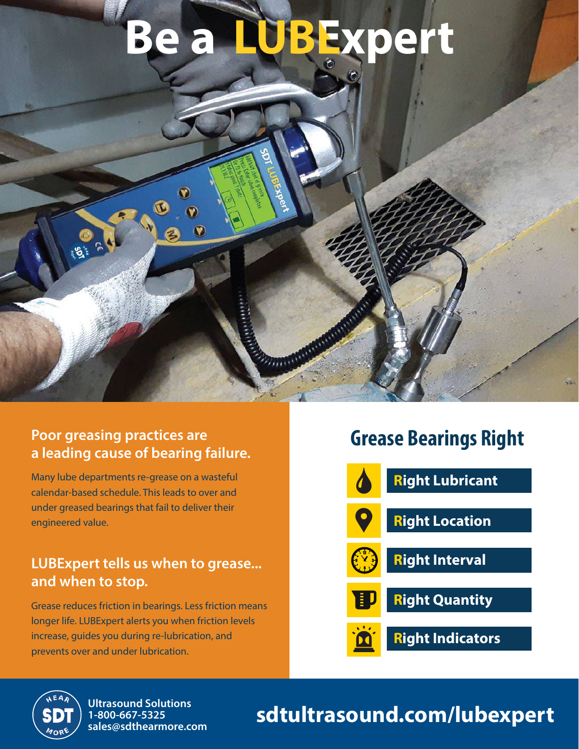# Be a LUBExpert

## Poor greasing practices are a leading cause of bearing failure.

Many lube departments re-grease on a wasteful calendar-based schedule. This leads to over and under greased bearings that fail to deliver their engineered value.

## LUBExpert tells us when to grease... and when to stop.

Grease reduces friction in bearings. Less friction means longer life. LUBExpert alerts you when friction levels increase, guides you during re-lubrication, and prevents over and under lubrication.

## Grease Bearings Right

- **Right Lubricant**
- **Right Location**
- **Right Interval**
- **Right Quantity**
- **Right Indicators**

**Ultrasound Solutions**
**1-800-667-5325**
**sales@sdthearmore.com**

**sdtultrasound.com/lubexpert**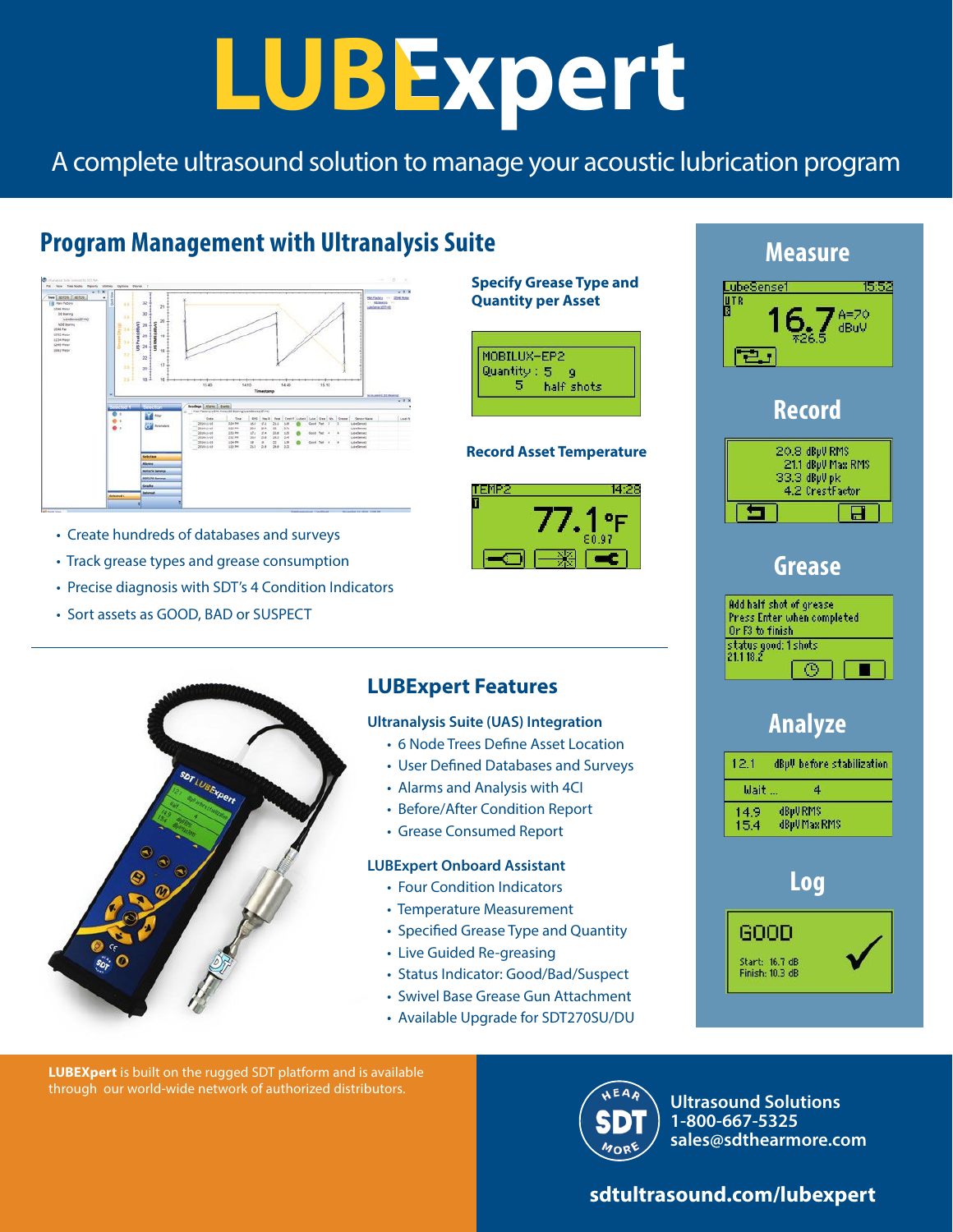# LUBExpert

A complete ultrasound solution to manage your acoustic lubrication program

## Program Management with Ultranalysis Suite

### Specify Grease Type and Quantity per Asset

MOBILUX-EP2
Quantity : 5 g
5 half shots

### Record Asset Temperature

TEMP2 14:28
77.1 °F
E0.97

- Create hundreds of databases and surveys
- Track grease types and grease consumption
- Precise diagnosis with SDT's 4 Condition Indicators
- Sort assets as GOOD, BAD or SUSPECT

## Measure

LubeSense1 15:52
UTR
16.7 A=70 dBµV
F26.5

## Record

20.8 dBµV RMS
21.1 dBµV Max RMS
33.3 dBµV pk
4.2 CrestFactor

## Grease

Add half shot of grease
Press Enter when completed
Or F3 to finish
status good: 1 shots
21.1 18.2

## Analyze

12.1 dBµV before stabilization
Wait ... 4
14.9 dBµV RMS
15.4 dBµV Max RMS

## Log

GOOD
Start: 16.7 dB
Finish: 10.3 dB

## LUBExpert Features

### Ultranalysis Suite (UAS) Integration

- 6 Node Trees Define Asset Location
- User Defined Databases and Surveys
- Alarms and Analysis with 4CI
- Before/After Condition Report
- Grease Consumed Report

### LUBExpert Onboard Assistant

- Four Condition Indicators
- Temperature Measurement
- Specified Grease Type and Quantity
- Live Guided Re-greasing
- Status Indicator: Good/Bad/Suspect
- Swivel Base Grease Gun Attachment
- Available Upgrade for SDT270SU/DU

**LUBEXpert** is built on the rugged SDT platform and is available through our world-wide network of authorized distributors.

**Ultrasound Solutions**
**1-800-667-5325**
**sales@sdthearmore.com**

**sdtultrasound.com/lubexpert**